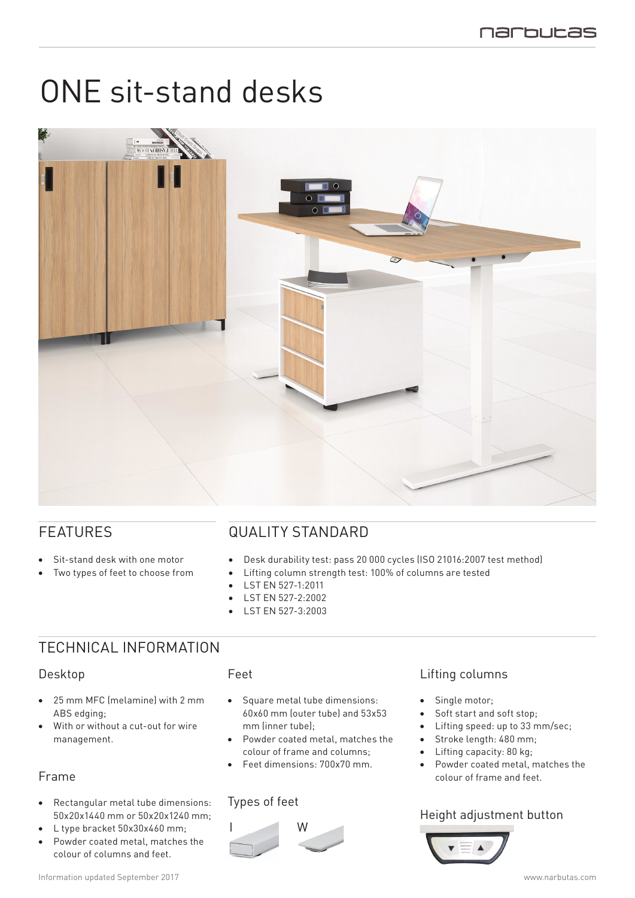# ONE sit-stand desks

## FEATURES

- Sit-stand desk with one motor
- Two types of feet to choose from

## QUALITY STANDARD

- Desk durability test: pass 20 000 cycles (ISO 21016:2007 test method)
- Lifting column strength test: 100% of columns are tested
- LST EN 527-1:2011
- LST EN 527-2:2002
- LST EN 527-3:2003

## TECHNICAL INFORMATION

### Desktop

- 25 mm MFC (melamine) with 2 mm ABS edging;
- With or without a cut-out for wire management.

### Frame

- Rectangular metal tube dimensions: 50x20x1440 mm or 50x20x1240 mm;
- L type bracket 50x30x460 mm;
- Powder coated metal, matches the colour of columns and feet.

### Feet

- Square metal tube dimensions: 60x60 mm (outer tube) and 53x53 mm (inner tube);
- Powder coated metal, matches the colour of frame and columns;
- Feet dimensions: 700x70 mm.

### Types of feet

I

W

### Lifting columns

- Single motor;
- Soft start and soft stop;
- Lifting speed: up to 33 mm/sec;
- Stroke length: 480 mm;
- Lifting capacity: 80 kg;
- Powder coated metal, matches the colour of frame and feet.

### Height adjustment button

Information updated September 2017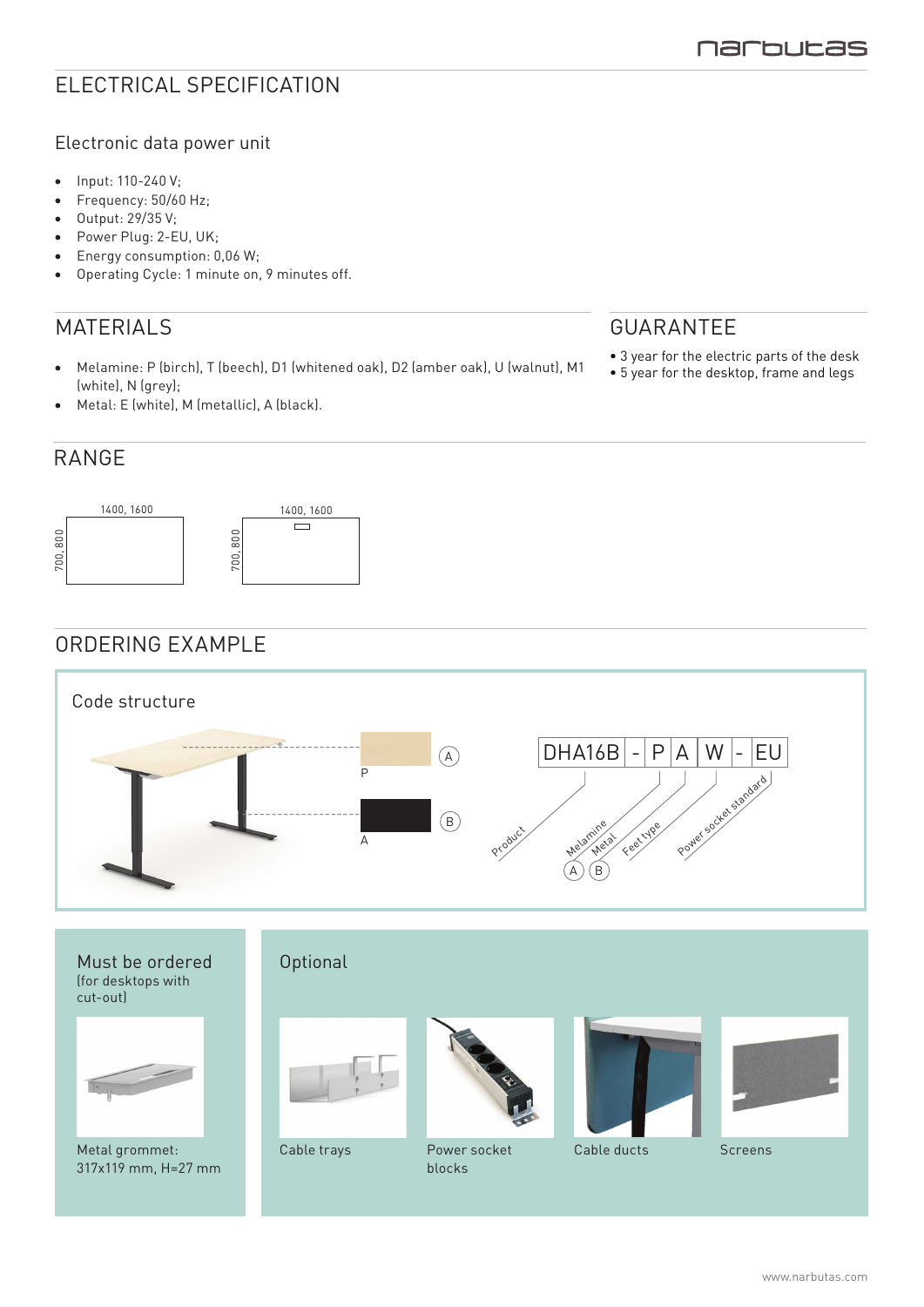## ELECTRICAL SPECIFICATION

### Electronic data power unit

- Input: 110-240 V;
- Frequency: 50/60 Hz;
- Output: 29/35 V;
- Power Plug: 2-EU, UK;
- Energy consumption: 0,06 W;
- Operating Cycle: 1 minute on, 9 minutes off.

## MATERIALS

- Melamine: P (birch), T (beech), D1 (whitened oak), D2 (amber oak), U (walnut), M1 (white), N (grey);
- Metal: E (white), M (metallic), A (black).

## GUARANTEE

- 3 year for the electric parts of the desk
- 5 year for the desktop, frame and legs

## RANGE

1400, 1600

700, 800

1400, 1600

700, 800

## ORDERING EXAMPLE

### Code structure

P (A)

A (B)

DHA16B - P A W - EU

Product

Melamine (A)

Metal (B)

Feet type

Power socket standard

### Must be ordered
(for desktops with cut-out)

Metal grommet: 317x119 mm, H=27 mm

### Optional

Cable trays

Power socket blocks

Cable ducts

Screens